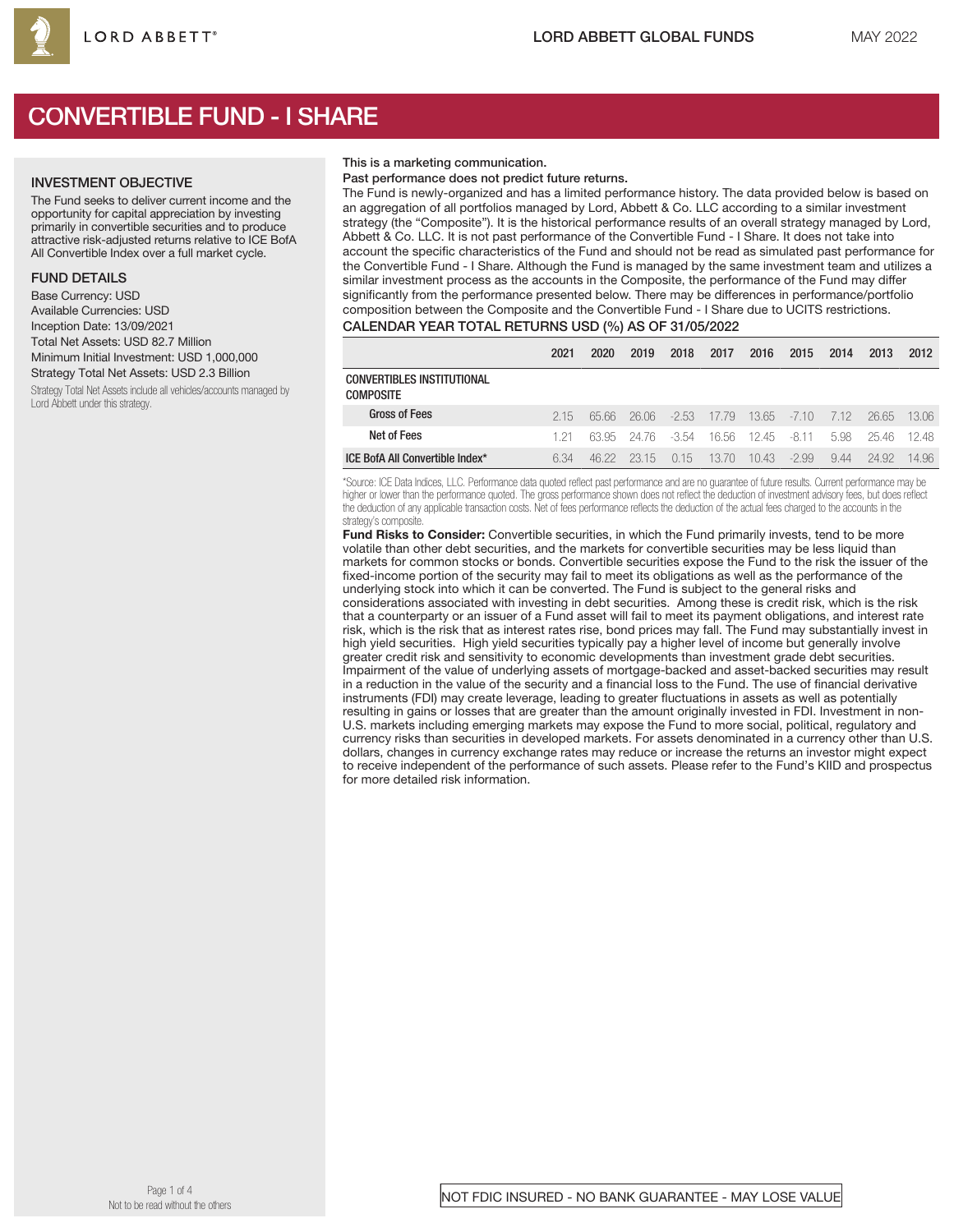# CONVERTIBLE FUND - I SHARE

## INVESTMENT OBJECTIVE

The Fund seeks to deliver current income and the opportunity for capital appreciation by investing primarily in convertible securities and to produce attractive risk-adjusted returns relative to ICE BofA All Convertible Index over a full market cycle.

## FUND DETAILS

Base Currency: USD
Available Currencies: USD
Inception Date: 13/09/2021
Total Net Assets: USD 82.7 Million
Minimum Initial Investment: USD 1,000,000
Strategy Total Net Assets: USD 2.3 Billion

Strategy Total Net Assets include all vehicles/accounts managed by Lord Abbett under this strategy.

**This is a marketing communication.**

**Past performance does not predict future returns.**

The Fund is newly-organized and has a limited performance history. The data provided below is based on an aggregation of all portfolios managed by Lord, Abbett & Co. LLC according to a similar investment strategy (the "Composite"). It is the historical performance results of an overall strategy managed by Lord, Abbett & Co. LLC. It is not past performance of the Convertible Fund - I Share. It does not take into account the specific characteristics of the Fund and should not be read as simulated past performance for the Convertible Fund - I Share. Although the Fund is managed by the same investment team and utilizes a similar investment process as the accounts in the Composite, the performance of the Fund may differ significantly from the performance presented below. There may be differences in performance/portfolio composition between the Composite and the Convertible Fund - I Share due to UCITS restrictions.

## CALENDAR YEAR TOTAL RETURNS USD (%) AS OF 31/05/2022

| | 2021 | 2020 | 2019 | 2018 | 2017 | 2016 | 2015 | 2014 | 2013 | 2012 |
|---|---|---|---|---|---|---|---|---|---|---|
| **CONVERTIBLES INSTITUTIONAL COMPOSITE** | | | | | | | | | | |
| Gross of Fees | 2.15 | 65.66 | 26.06 | -2.53 | 17.79 | 13.65 | -7.10 | 7.12 | 26.65 | 13.06 |
| Net of Fees | 1.21 | 63.95 | 24.76 | -3.54 | 16.56 | 12.45 | -8.11 | 5.98 | 25.46 | 12.48 |
| **ICE BofA All Convertible Index*** | 6.34 | 46.22 | 23.15 | 0.15 | 13.70 | 10.43 | -2.99 | 9.44 | 24.92 | 14.96 |

*Source: ICE Data Indices, LLC. Performance data quoted reflect past performance and are no guarantee of future results. Current performance may be higher or lower than the performance quoted. The gross performance shown does not reflect the deduction of investment advisory fees, but does reflect the deduction of any applicable transaction costs. Net of fees performance reflects the deduction of the actual fees charged to the accounts in the strategy's composite.

**Fund Risks to Consider:** Convertible securities, in which the Fund primarily invests, tend to be more volatile than other debt securities, and the markets for convertible securities may be less liquid than markets for common stocks or bonds. Convertible securities expose the Fund to the risk the issuer of the fixed-income portion of the security may fail to meet its obligations as well as the performance of the underlying stock into which it can be converted. The Fund is subject to the general risks and considerations associated with investing in debt securities. Among these is credit risk, which is the risk that a counterparty or an issuer of a Fund asset will fail to meet its payment obligations, and interest rate risk, which is the risk that as interest rates rise, bond prices may fall. The Fund may substantially invest in high yield securities. High yield securities typically pay a higher level of income but generally involve greater credit risk and sensitivity to economic developments than investment grade debt securities. Impairment of the value of underlying assets of mortgage-backed and asset-backed securities may result in a reduction in the value of the security and a financial loss to the Fund. The use of financial derivative instruments (FDI) may create leverage, leading to greater fluctuations in assets as well as potentially resulting in gains or losses that are greater than the amount originally invested in FDI. Investment in non-U.S. markets including emerging markets may expose the Fund to more social, political, regulatory and currency risks than securities in developed markets. For assets denominated in a currency other than U.S. dollars, changes in currency exchange rates may reduce or increase the returns an investor might expect to receive independent of the performance of such assets. Please refer to the Fund's KIID and prospectus for more detailed risk information.

Not to be read without the others

NOT FDIC INSURED - NO BANK GUARANTEE - MAY LOSE VALUE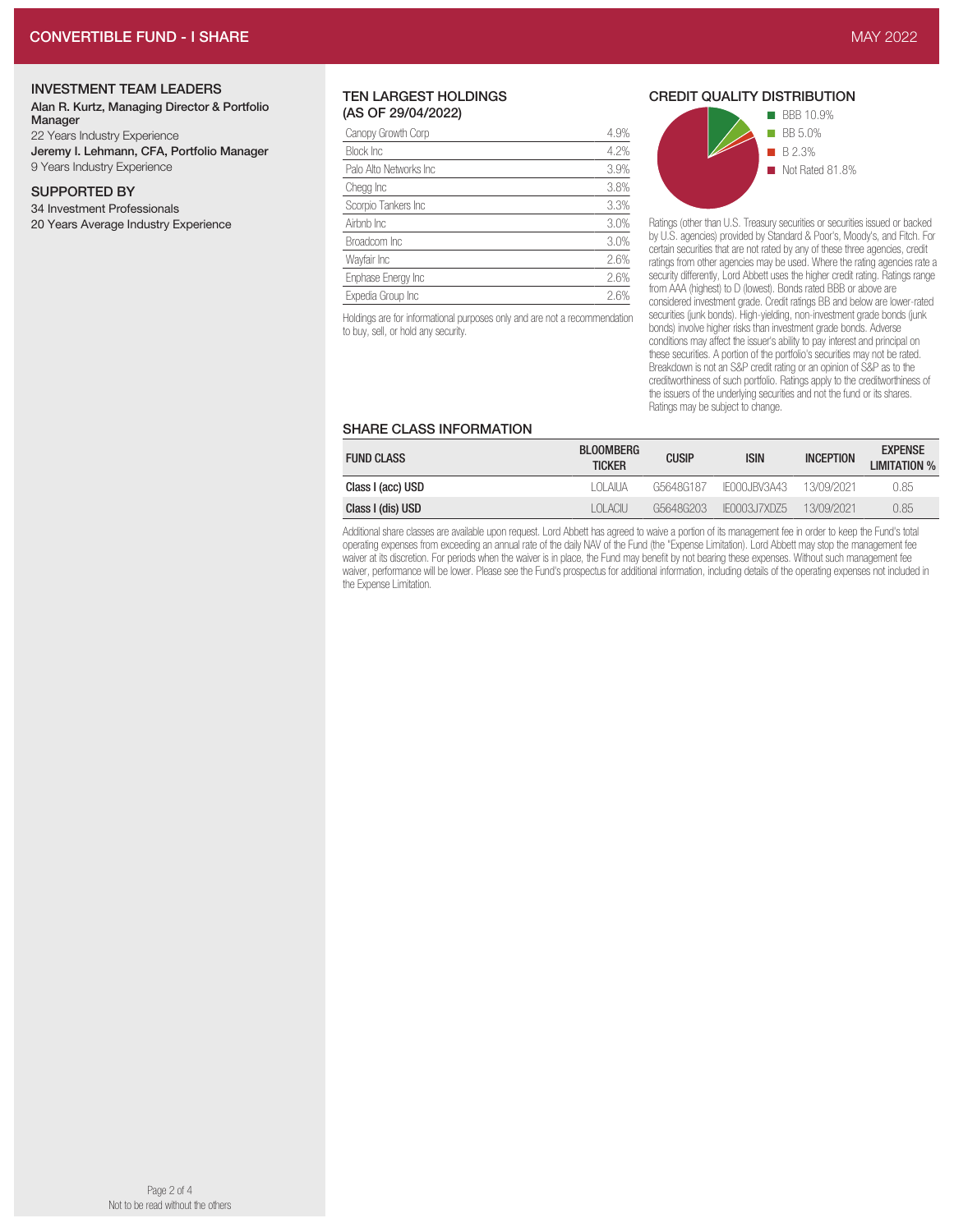## INVESTMENT TEAM LEADERS

**Alan R. Kurtz, Managing Director & Portfolio Manager**
22 Years Industry Experience

**Jeremy I. Lehmann, CFA, Portfolio Manager**
9 Years Industry Experience

## SUPPORTED BY

34 Investment Professionals
20 Years Average Industry Experience

## TEN LARGEST HOLDINGS (AS OF 29/04/2022)

| Holding | % |
|---|---|
| Canopy Growth Corp | 4.9% |
| Block Inc | 4.2% |
| Palo Alto Networks Inc | 3.9% |
| Chegg Inc | 3.8% |
| Scorpio Tankers Inc | 3.3% |
| Airbnb Inc | 3.0% |
| Broadcom Inc | 3.0% |
| Wayfair Inc | 2.6% |
| Enphase Energy Inc | 2.6% |
| Expedia Group Inc | 2.6% |

Holdings are for informational purposes only and are not a recommendation to buy, sell, or hold any security.

## CREDIT QUALITY DISTRIBUTION

- BBB 10.9%
- BB 5.0%
- B 2.3%
- Not Rated 81.8%

Ratings (other than U.S. Treasury securities or securities issued or backed by U.S. agencies) provided by Standard & Poor's, Moody's, and Fitch. For certain securities that are not rated by any of these three agencies, credit ratings from other agencies may be used. Where the rating agencies rate a security differently, Lord Abbett uses the higher credit rating. Ratings range from AAA (highest) to D (lowest). Bonds rated BBB or above are considered investment grade. Credit ratings BB and below are lower-rated securities (junk bonds). High-yielding, non-investment grade bonds (junk bonds) involve higher risks than investment grade bonds. Adverse conditions may affect the issuer's ability to pay interest and principal on these securities. A portion of the portfolio's securities may not be rated. Breakdown is not an S&P credit rating or an opinion of S&P as to the creditworthiness of such portfolio. Ratings apply to the creditworthiness of the issuers of the underlying securities and not the fund or its shares. Ratings may be subject to change.

## SHARE CLASS INFORMATION

| FUND CLASS | BLOOMBERG TICKER | CUSIP | ISIN | INCEPTION | EXPENSE LIMITATION % |
|---|---|---|---|---|---|
| **Class I (acc) USD** | LOLAIUA | G5648G187 | IE000JBV3A43 | 13/09/2021 | 0.85 |
| **Class I (dis) USD** | LOLACIU | G5648G203 | IE0003J7XDZ5 | 13/09/2021 | 0.85 |

Additional share classes are available upon request. Lord Abbett has agreed to waive a portion of its management fee in order to keep the Fund's total operating expenses from exceeding an annual rate of the daily NAV of the Fund (the "Expense Limitation). Lord Abbett may stop the management fee waiver at its discretion. For periods when the waiver is in place, the Fund may benefit by not bearing these expenses. Without such management fee waiver, performance will be lower. Please see the Fund's prospectus for additional information, including details of the operating expenses not included in the Expense Limitation.

Not to be read without the others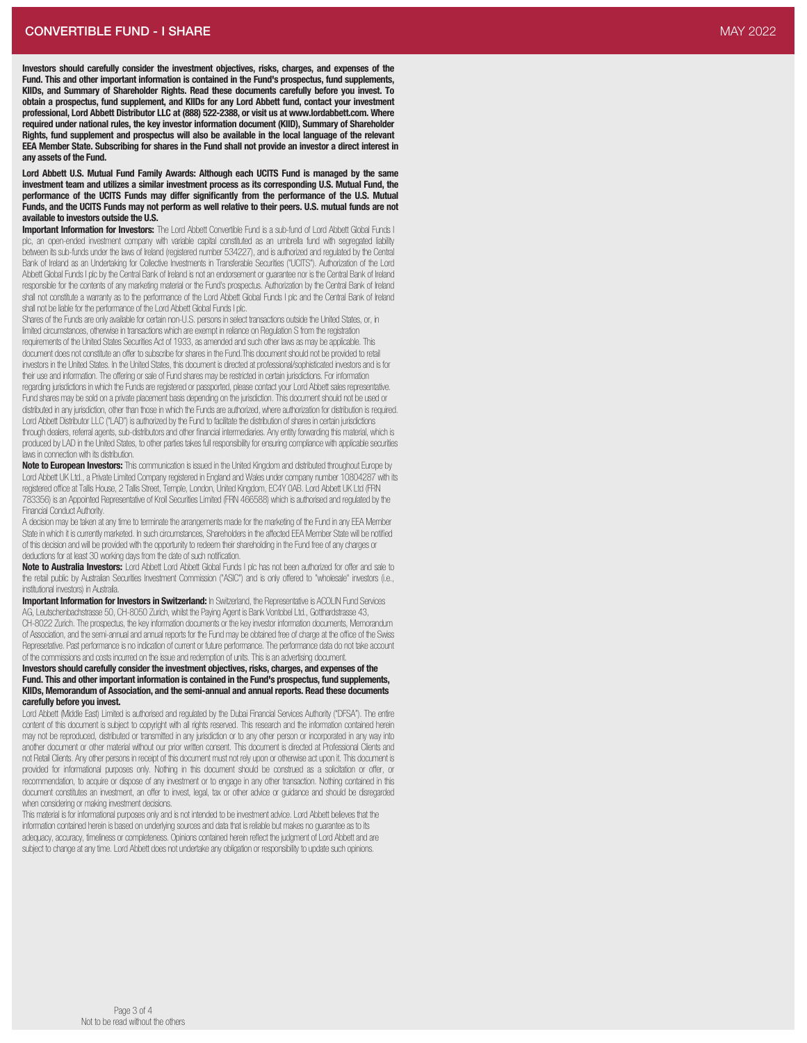**Investors should carefully consider the investment objectives, risks, charges, and expenses of the Fund. This and other important information is contained in the Fund's prospectus, fund supplements, KIIDs, and Summary of Shareholder Rights. Read these documents carefully before you invest. To obtain a prospectus, fund supplement, and KIIDs for any Lord Abbett fund, contact your investment professional, Lord Abbett Distributor LLC at (888) 522-2388, or visit us at www.lordabbett.com. Where required under national rules, the key investor information document (KIID), Summary of Shareholder Rights, fund supplement and prospectus will also be available in the local language of the relevant EEA Member State. Subscribing for shares in the Fund shall not provide an investor a direct interest in any assets of the Fund.**

**Lord Abbett U.S. Mutual Fund Family Awards: Although each UCITS Fund is managed by the same investment team and utilizes a similar investment process as its corresponding U.S. Mutual Fund, the performance of the UCITS Funds may differ significantly from the performance of the U.S. Mutual Funds, and the UCITS Funds may not perform as well relative to their peers. U.S. mutual funds are not available to investors outside the U.S.**

**Important Information for Investors:** The Lord Abbett Convertible Fund is a sub-fund of Lord Abbett Global Funds I plc, an open-ended investment company with variable capital constituted as an umbrella fund with segregated liability between its sub-funds under the laws of Ireland (registered number 534227), and is authorized and regulated by the Central Bank of Ireland as an Undertaking for Collective Investments in Transferable Securities ("UCITS"). Authorization of the Lord Abbett Global Funds I plc by the Central Bank of Ireland is not an endorsement or guarantee nor is the Central Bank of Ireland responsible for the contents of any marketing material or the Fund's prospectus. Authorization by the Central Bank of Ireland shall not constitute a warranty as to the performance of the Lord Abbett Global Funds I plc and the Central Bank of Ireland shall not be liable for the performance of the Lord Abbett Global Funds I plc.

Shares of the Funds are only available for certain non-U.S. persons in select transactions outside the United States, or, in limited circumstances, otherwise in transactions which are exempt in reliance on Regulation S from the registration requirements of the United States Securities Act of 1933, as amended and such other laws as may be applicable. This document does not constitute an offer to subscribe for shares in the Fund.This document should not be provided to retail investors in the United States. In the United States, this document is directed at professional/sophisticated investors and is for their use and information. The offering or sale of Fund shares may be restricted in certain jurisdictions. For information regarding jurisdictions in which the Funds are registered or passported, please contact your Lord Abbett sales representative. Fund shares may be sold on a private placement basis depending on the jurisdiction. This document should not be used or distributed in any jurisdiction, other than those in which the Funds are authorized, where authorization for distribution is required. Lord Abbett Distributor LLC ("LAD") is authorized by the Fund to facilitate the distribution of shares in certain jurisdictions through dealers, referral agents, sub-distributors and other financial intermediaries. Any entity forwarding this material, which is produced by LAD in the United States, to other parties takes full responsibility for ensuring compliance with applicable securities laws in connection with its distribution.

**Note to European Investors:** This communication is issued in the United Kingdom and distributed throughout Europe by Lord Abbett UK Ltd., a Private Limited Company registered in England and Wales under company number 10804287 with its registered office at Tallis House, 2 Tallis Street, Temple, London, United Kingdom, EC4Y 0AB. Lord Abbett UK Ltd (FRN 783356) is an Appointed Representative of Kroll Securities Limited (FRN 466588) which is authorised and regulated by the Financial Conduct Authority.

A decision may be taken at any time to terminate the arrangements made for the marketing of the Fund in any EEA Member State in which it is currently marketed. In such circumstances, Shareholders in the affected EEA Member State will be notified of this decision and will be provided with the opportunity to redeem their shareholding in the Fund free of any charges or deductions for at least 30 working days from the date of such notification.

**Note to Australia Investors:** Lord Abbett Lord Abbett Global Funds I plc has not been authorized for offer and sale to the retail public by Australian Securities Investment Commission ("ASIC") and is only offered to "wholesale" investors (i.e., institutional investors) in Australia.

**Important Information for Investors in Switzerland:** In Switzerland, the Representative is ACOLIN Fund Services AG, Leutschenbachstrasse 50, CH-8050 Zurich, whilst the Paying Agent is Bank Vontobel Ltd., Gotthardstrasse 43, CH-8022 Zurich. The prospectus, the key information documents or the key investor information documents, Memorandum of Association, and the semi-annual and annual reports for the Fund may be obtained free of charge at the office of the Swiss Represetative. Past performance is no indication of current or future performance. The performance data do not take account of the commissions and costs incurred on the issue and redemption of units. This is an advertising document.

**Investors should carefully consider the investment objectives, risks, charges, and expenses of the Fund. This and other important information is contained in the Fund's prospectus, fund supplements, KIIDs, Memorandum of Association, and the semi-annual and annual reports. Read these documents carefully before you invest.**

Lord Abbett (Middle East) Limited is authorised and regulated by the Dubai Financial Services Authority ("DFSA"). The entire content of this document is subject to copyright with all rights reserved. This research and the information contained herein may not be reproduced, distributed or transmitted in any jurisdiction or to any other person or incorporated in any way into another document or other material without our prior written consent. This document is directed at Professional Clients and not Retail Clients. Any other persons in receipt of this document must not rely upon or otherwise act upon it. This document is provided for informational purposes only. Nothing in this document should be construed as a solicitation or offer, or recommendation, to acquire or dispose of any investment or to engage in any other transaction. Nothing contained in this document constitutes an investment, an offer to invest, legal, tax or other advice or guidance and should be disregarded when considering or making investment decisions.

This material is for informational purposes only and is not intended to be investment advice. Lord Abbett believes that the information contained herein is based on underlying sources and data that is reliable but makes no guarantee as to its adequacy, accuracy, timeliness or completeness. Opinions contained herein reflect the judgment of Lord Abbett and are subject to change at any time. Lord Abbett does not undertake any obligation or responsibility to update such opinions.

Not to be read without the others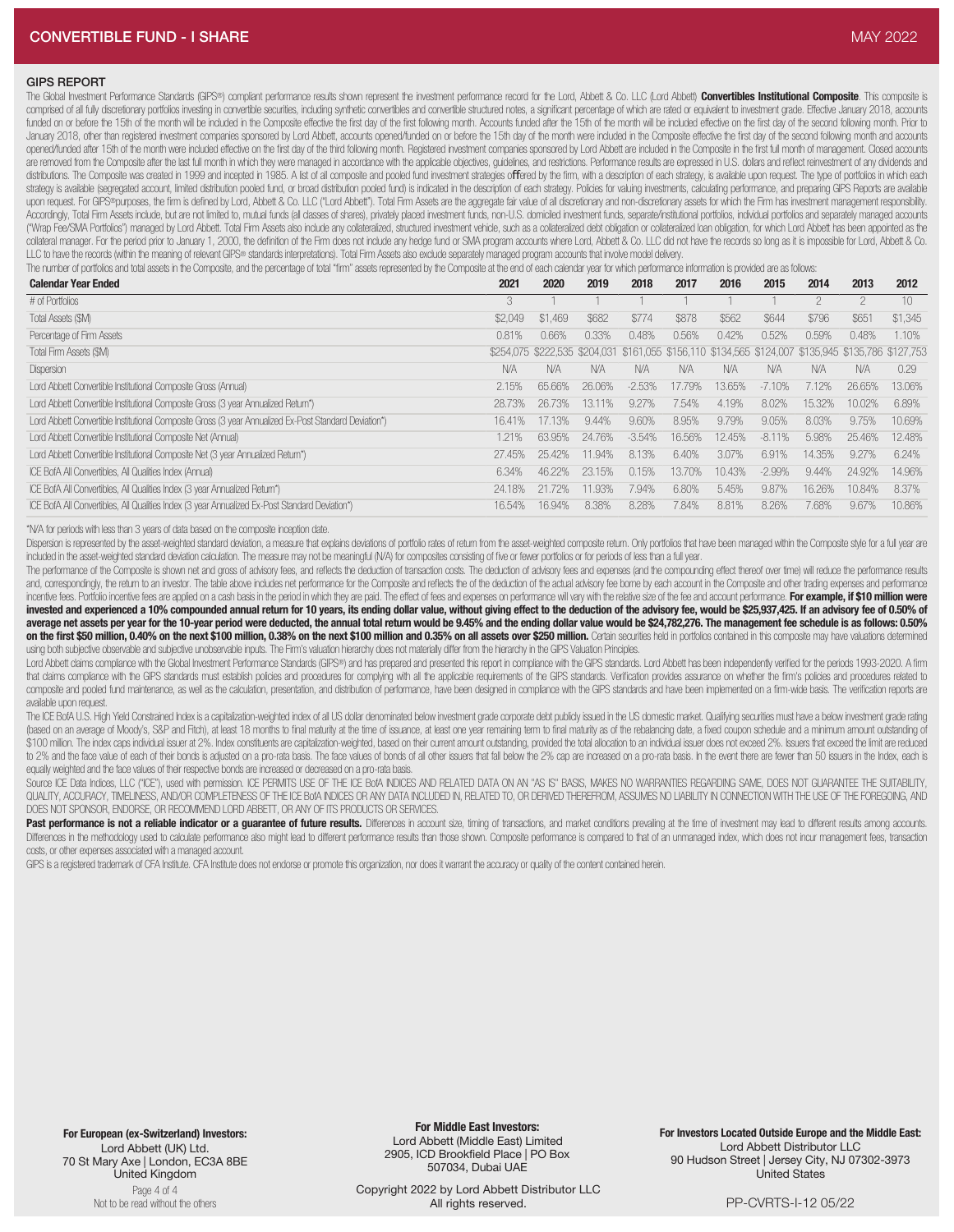## GIPS REPORT

The Global Investment Performance Standards (GIPS®) compliant performance results shown represent the investment performance record for the Lord, Abbett & Co. LLC (Lord Abbett) **Convertibles Institutional Composite**. This composite is comprised of all fully discretionary portfolios investing in convertible securities, including synthetic convertibles and convertible structured notes, a significant percentage of which are rated or equivalent to investment grade. Effective January 2018, accounts funded on or before the 15th of the month will be included in the Composite effective the first day of the first following month. Accounts funded after the 15th of the month will be included effective on the first day of the second following month. Prior to January 2018, other than registered investment companies sponsored by Lord Abbett, accounts opened/funded on or before the 15th day of the month were included in the Composite effective the first day of the second following month and accounts opened/funded after 15th of the month were included effective on the first day of the third following month. Registered investment companies sponsored by Lord Abbett are included in the Composite in the first full month of management. Closed accounts are removed from the Composite after the last full month in which they were managed in accordance with the applicable objectives, guidelines, and restrictions. Performance results are expressed in U.S. dollars and reflect reinvestment of any dividends and distributions. The Composite was created in 1999 and incepted in 1985. A list of all composite and pooled fund investment strategies offered by the firm, with a description of each strategy, is available upon request. The type of portfolios in which each strategy is available (segregated account, limited distribution pooled fund, or broad distribution pooled fund) is indicated in the description of each strategy. Policies for valuing investments, calculating performance, and preparing GIPS Reports are available upon request. For GIPS®purposes, the firm is defined by Lord, Abbett & Co. LLC ("Lord Abbett"). Total Firm Assets are the aggregate fair value of all discretionary and non-discretionary assets for which the Firm has investment management responsibility. Accordingly, Total Firm Assets include, but are not limited to, mutual funds (all classes of shares), privately placed investment funds, non-U.S. domiciled investment funds, separate/institutional portfolios, individual portfolios and separately managed accounts ("Wrap Fee/SMA Portfolios") managed by Lord Abbett. Total Firm Assets also include any collateralized, structured investment vehicle, such as a collateralized debt obligation or collateralized loan obligation, for which Lord Abbett has been appointed as the collateral manager. For the period prior to January 1, 2000, the definition of the Firm does not include any hedge fund or SMA program accounts where Lord, Abbett & Co. LLC did not have the records so long as it is impossible for Lord, Abbett & Co. LLC to have the records (within the meaning of relevant GIPS® standards interpretations). Total Firm Assets also exclude separately managed program accounts that involve model delivery.

The number of portfolios and total assets in the Composite, and the percentage of total "firm" assets represented by the Composite at the end of each calendar year for which performance information is provided are as follows:

| Calendar Year Ended | 2021 | 2020 | 2019 | 2018 | 2017 | 2016 | 2015 | 2014 | 2013 | 2012 |
|---|---|---|---|---|---|---|---|---|---|---|
| # of Portfolios | 3 | 1 | 1 | 1 | 1 | 1 | 1 | 2 | 2 | 10 |
| Total Assets ($M) | $2,049 | $1,469 | $682 | $774 | $878 | $562 | $644 | $796 | $651 | $1,345 |
| Percentage of Firm Assets | 0.81% | 0.66% | 0.33% | 0.48% | 0.56% | 0.42% | 0.52% | 0.59% | 0.48% | 1.10% |
| Total Firm Assets ($M) | $254,075 | $222,535 | $204,031 | $161,055 | $156,110 | $134,565 | $124,007 | $135,945 | $135,786 | $127,753 |
| Dispersion | N/A | N/A | N/A | N/A | N/A | N/A | N/A | N/A | N/A | 0.29 |
| Lord Abbett Convertible Institutional Composite Gross (Annual) | 2.15% | 65.66% | 26.06% | -2.53% | 17.79% | 13.65% | -7.10% | 7.12% | 26.65% | 13.06% |
| Lord Abbett Convertible Institutional Composite Gross (3 year Annualized Return*) | 28.73% | 26.73% | 13.11% | 9.27% | 7.54% | 4.19% | 8.02% | 15.32% | 10.02% | 6.89% |
| Lord Abbett Convertible Institutional Composite Gross (3 year Annualized Ex-Post Standard Deviation*) | 16.41% | 17.13% | 9.44% | 9.60% | 8.95% | 9.79% | 9.05% | 8.03% | 9.75% | 10.69% |
| Lord Abbett Convertible Institutional Composite Net (Annual) | 1.21% | 63.95% | 24.76% | -3.54% | 16.56% | 12.45% | -8.11% | 5.98% | 25.46% | 12.48% |
| Lord Abbett Convertible Institutional Composite Net (3 year Annualized Return*) | 27.45% | 25.42% | 11.94% | 8.13% | 6.40% | 3.07% | 6.91% | 14.35% | 9.27% | 6.24% |
| ICE BofA All Convertibles, All Qualities Index (Annual) | 6.34% | 46.22% | 23.15% | 0.15% | 13.70% | 10.43% | -2.99% | 9.44% | 24.92% | 14.96% |
| ICE BofA All Convertibles, All Qualities Index (3 year Annualized Return*) | 24.18% | 21.72% | 11.93% | 7.94% | 6.80% | 5.45% | 9.87% | 16.26% | 10.84% | 8.37% |
| ICE BofA All Convertibles, All Qualities Index (3 year Annualized Ex-Post Standard Deviation*) | 16.54% | 16.94% | 8.38% | 8.28% | 7.84% | 8.81% | 8.26% | 7.68% | 9.67% | 10.86% |

*N/A for periods with less than 3 years of data based on the composite inception date.

Dispersion is represented by the asset-weighted standard deviation, a measure that explains deviations of portfolio rates of return from the asset-weighted composite return. Only portfolios that have been managed within the Composite style for a full year are included in the asset-weighted standard deviation calculation. The measure may not be meaningful (N/A) for composites consisting of five or fewer portfolios or for periods of less than a full year.

The performance of the Composite is shown net and gross of advisory fees, and reflects the deduction of transaction costs. The deduction of advisory fees and expenses (and the compounding effect thereof over time) will reduce the performance results and, correspondingly, the return to an investor. The table above includes net performance for the Composite and reflects the of the deduction of the actual advisory fee borne by each account in the Composite and other trading expenses and performance incentive fees. Portfolio incentive fees are applied on a cash basis in the period in which they are paid. The effect of fees and expenses on performance will vary with the relative size of the fee and account performance. **For example, if $10 million were invested and experienced a 10% compounded annual return for 10 years, its ending dollar value, without giving effect to the deduction of the advisory fee, would be $25,937,425. If an advisory fee of 0.50% of average net assets per year for the 10-year period were deducted, the annual total return would be 9.45% and the ending dollar value would be $24,782,276. The management fee schedule is as follows: 0.50% on the first $50 million, 0.40% on the next $100 million, 0.38% on the next $100 million and 0.35% on all assets over $250 million.** Certain securities held in portfolios contained in this composite may have valuations determined using both subjective observable and subjective unobservable inputs. The Firm's valuation hierarchy does not materially differ from the hierarchy in the GIPS Valuation Principles.

Lord Abbett claims compliance with the Global Investment Performance Standards (GIPS®) and has prepared and presented this report in compliance with the GIPS standards. Lord Abbett has been independently verified for the periods 1993-2020. A firm that claims compliance with the GIPS standards must establish policies and procedures for complying with all the applicable requirements of the GIPS standards. Verification provides assurance on whether the firm's policies and procedures related to composite and pooled fund maintenance, as well as the calculation, presentation, and distribution of performance, have been designed in compliance with the GIPS standards and have been implemented on a firm-wide basis. The verification reports are available upon request.

The ICE BofA U.S. High Yield Constrained Index is a capitalization-weighted index of all US dollar denominated below investment grade corporate debt publicly issued in the US domestic market. Qualifying securities must have a below investment grade rating (based on an average of Moody's, S&P and Fitch), at least 18 months to final maturity at the time of issuance, at least one year remaining term to final maturity as of the rebalancing date, a fixed coupon schedule and a minimum amount outstanding of $100 million. The index caps individual issuer at 2%. Index constituents are capitalization-weighted, based on their current amount outstanding, provided the total allocation to an individual issuer does not exceed 2%. Issuers that exceed the limit are reduced to 2% and the face value of each of their bonds is adjusted on a pro-rata basis. The face values of bonds of all other issuers that fall below the 2% cap are increased on a pro-rata basis. In the event there are fewer than 50 issuers in the Index, each is equally weighted and the face values of their respective bonds are increased or decreased on a pro-rata basis.

Source ICE Data Indices, LLC ("ICE"), used with permission. ICE PERMITS USE OF THE ICE BofA INDICES AND RELATED DATA ON AN "AS IS" BASIS, MAKES NO WARRANTIES REGARDING SAME, DOES NOT GUARANTEE THE SUITABILITY, QUALITY, ACCURACY, TIMELINESS, AND/OR COMPLETENESS OF THE ICE BofA INDICES OR ANY DATA INCLUDED IN, RELATED TO, OR DERIVED THEREFROM, ASSUMES NO LIABILITY IN CONNECTION WITH THE USE OF THE FOREGOING, AND DOES NOT SPONSOR, ENDORSE, OR RECOMMEND LORD ABBETT, OR ANY OF ITS PRODUCTS OR SERVICES.

**Past performance is not a reliable indicator or a guarantee of future results.** Differences in account size, timing of transactions, and market conditions prevailing at the time of investment may lead to different results among accounts. Differences in the methodology used to calculate performance also might lead to different performance results than those shown. Composite performance is compared to that of an unmanaged index, which does not incur management fees, transaction costs, or other expenses associated with a managed account.

GIPS is a registered trademark of CFA Institute. CFA Institute does not endorse or promote this organization, nor does it warrant the accuracy or quality of the content contained herein.

**For European (ex-Switzerland) Investors:**
Lord Abbett (UK) Ltd.
70 St Mary Axe | London, EC3A 8BE
United Kingdom

Not to be read without the others

**For Middle East Investors:**
Lord Abbett (Middle East) Limited
2905, ICD Brookfield Place | PO Box
507034, Dubai UAE

Copyright 2022 by Lord Abbett Distributor LLC
All rights reserved.

**For Investors Located Outside Europe and the Middle East:**
Lord Abbett Distributor LLC
90 Hudson Street | Jersey City, NJ 07302-3973
United States

PP-CVRTS-I-12 05/22